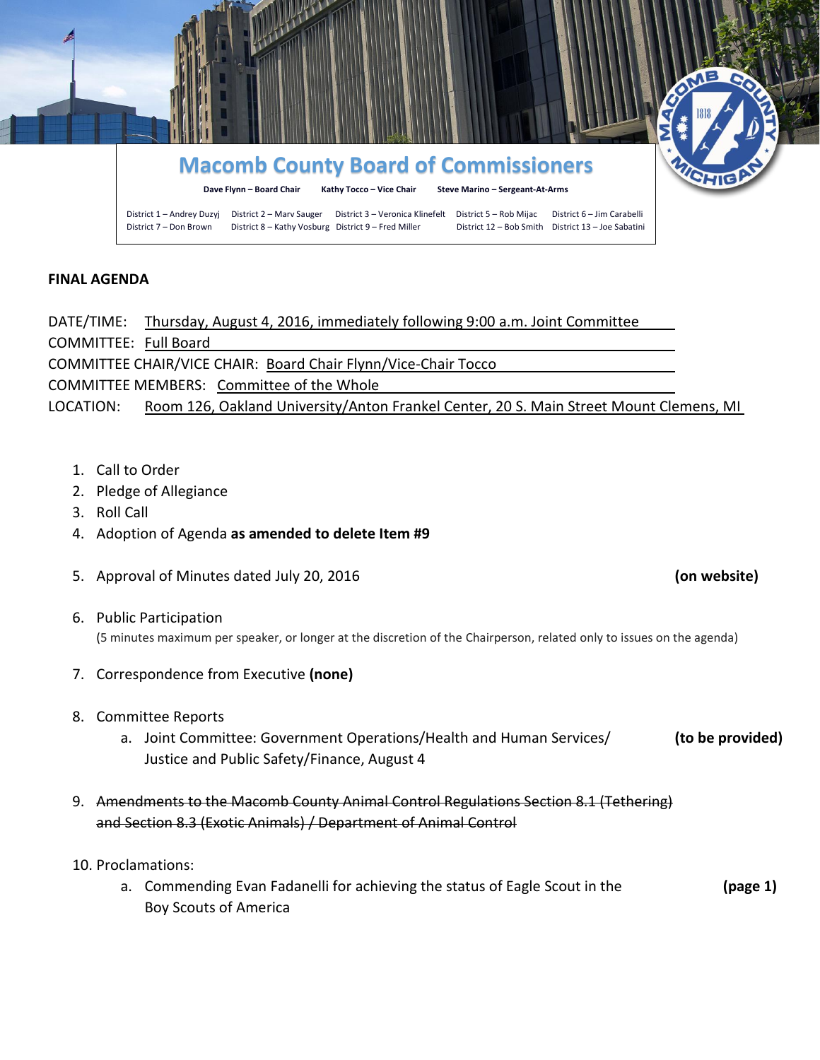# Macomb County Board of Commissioners

**Dave Flynn – Board Chair** | **Kathy Tocco – Vice Chair** | **Steve Marino – Sergeant-At-Arms**

District 1 – Andrey Duzyj | District 2 – Marv Sauger | District 3 – Veronica Klinefelt | District 5 – Rob Mijac | District 6 – Jim Carabelli
District 7 – Don Brown | District 8 – Kathy Vosburg | District 9 – Fred Miller | District 12 – Bob Smith | District 13 – Joe Sabatini

**FINAL AGENDA**

DATE/TIME: Thursday, August 4, 2016, immediately following 9:00 a.m. Joint Committee
COMMITTEE: Full Board
COMMITTEE CHAIR/VICE CHAIR: Board Chair Flynn/Vice-Chair Tocco
COMMITTEE MEMBERS: Committee of the Whole
LOCATION: Room 126, Oakland University/Anton Frankel Center, 20 S. Main Street Mount Clemens, MI

1. Call to Order
2. Pledge of Allegiance
3. Roll Call
4. Adoption of Agenda **as amended to delete Item #9**
5. Approval of Minutes dated July 20, 2016 **(on website)**
6. Public Participation
   (5 minutes maximum per speaker, or longer at the discretion of the Chairperson, related only to issues on the agenda)
7. Correspondence from Executive **(none)**
8. Committee Reports
   a. Joint Committee: Government Operations/Health and Human Services/Justice and Public Safety/Finance, August 4 **(to be provided)**
9. ~~Amendments to the Macomb County Animal Control Regulations Section 8.1 (Tethering) and Section 8.3 (Exotic Animals) / Department of Animal Control~~
10. Proclamations:
    a. Commending Evan Fadanelli for achieving the status of Eagle Scout in the Boy Scouts of America **(page 1)**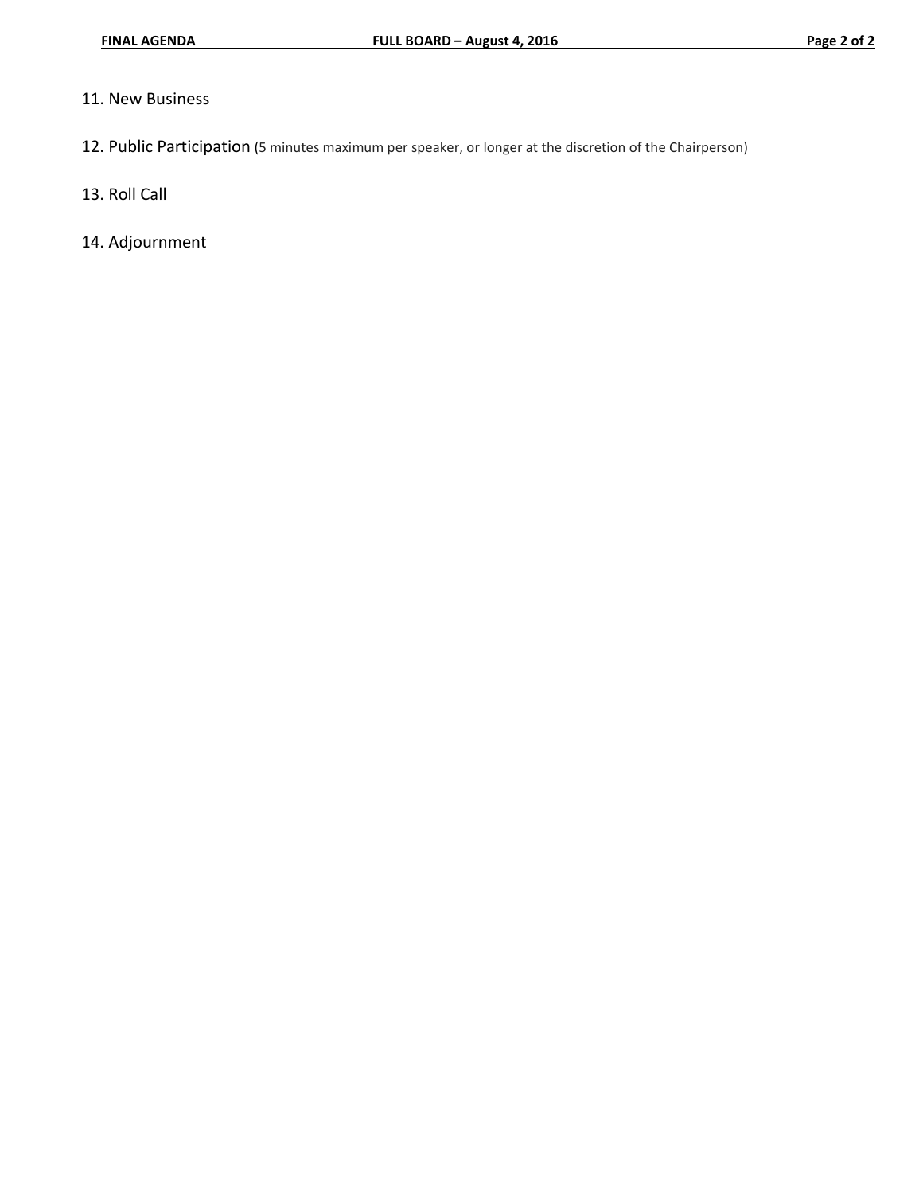11. New Business

12. Public Participation (5 minutes maximum per speaker, or longer at the discretion of the Chairperson)

13. Roll Call

14. Adjournment